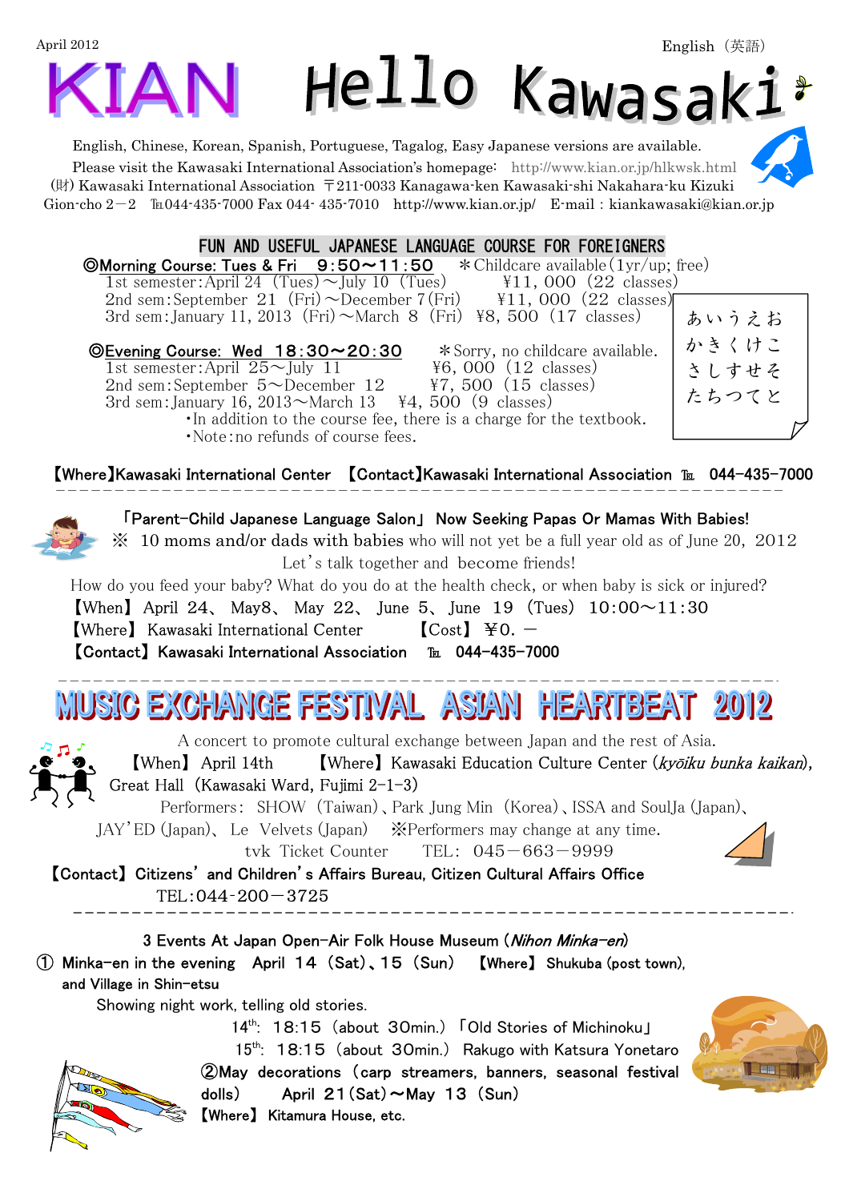April 2012

English（英語）

# KIAN Hello Kawasaki

English, Chinese, Korean, Spanish, Portuguese, Tagalog, Easy Japanese versions are available.

Please visit the Kawasaki International Association's homepage: http://www.kian.or.jp/hlkwsk.html

(財) Kawasaki International Association 〒211-0033 Kanagawa-ken Kawasaki-shi Nakahara-ku Kizuki Gion-cho 2－2 ℡044-435-7000 Fax 044- 435-7010 http://www.kian.or.jp/ E-mail : kiankawasaki@kian.or.jp

## FUN AND USEFUL JAPANESE LANGUAGE COURSE FOR FOREIGNERS

◎**Morning Course: Tues & Fri 9:50～11:50** ＊Childcare available（1yr/up; free）

1st semester:April 24 (Tues)～July 10 (Tues) ¥11, 000 (22 classes)
2nd sem:September 21 (Fri)～December 7(Fri) ¥11, 000 (22 classes)
3rd sem:January 11, 2013 (Fri)～March 8 (Fri) ¥8, 500 (17 classes)

◎**Evening Course: Wed 18:30～20:30** ＊Sorry, no childcare available.

1st semester:April 25～July 11 ¥6, 000 (12 classes)
2nd sem:September 5～December 12 ¥7, 500 (15 classes)
3rd sem:January 16, 2013～March 13 ¥4, 500 (9 classes)

・In addition to the course fee, there is a charge for the textbook.
・Note:no refunds of course fees.

あいうえお
かきくけこ
さしすせそ
たちつてと

【Where】Kawasaki International Center 【Contact】Kawasaki International Association ℡ 044-435-7000

---

## 「Parent-Child Japanese Language Salon」 Now Seeking Papas Or Mamas With Babies!

※ 10 moms and/or dads with babies who will not yet be a full year old as of June 20, 2012

Let's talk together and become friends!

How do you feed your baby? What do you do at the health check, or when baby is sick or injured?

【When】 April 24、 May8、 May 22、 June 5、 June 19 (Tues) 10:00～11:30
【Where】 Kawasaki International Center 【Cost】 ￥0. －
【Contact】 Kawasaki International Association ℡ 044-435-7000

---

## MUSIC EXCHANGE FESTIVAL ASIAN HEARTBEAT 2012

A concert to promote cultural exchange between Japan and the rest of Asia.

【When】 April 14th 【Where】 Kawasaki Education Culture Center (*kyōiku bunka kaikan*), Great Hall (Kawasaki Ward, Fujimi 2-1-3)

Performers: SHOW (Taiwan)、Park Jung Min (Korea)、ISSA and SoulJa (Japan)、JAY'ED (Japan)、 Le Velvets (Japan) ※Performers may change at any time.

tvk Ticket Counter TEL: 045－663－9999

【Contact】 Citizens' and Children's Affairs Bureau, Citizen Cultural Affairs Office
TEL:044-200－3725

---

## 3 Events At Japan Open-Air Folk House Museum (*Nihon Minka-en*)

① Minka-en in the evening April 14 (Sat)、15 (Sun) 【Where】 Shukuba (post town), and Village in Shin-etsu

Showing night work, telling old stories.

14th: 18:15 (about 30min.) 「Old Stories of Michinoku」
15th: 18:15 (about 30min.) Rakugo with Katsura Yonetaro

②May decorations (carp streamers, banners, seasonal festival dolls) April 21(Sat)～May 13 (Sun)
【Where】 Kitamura House, etc.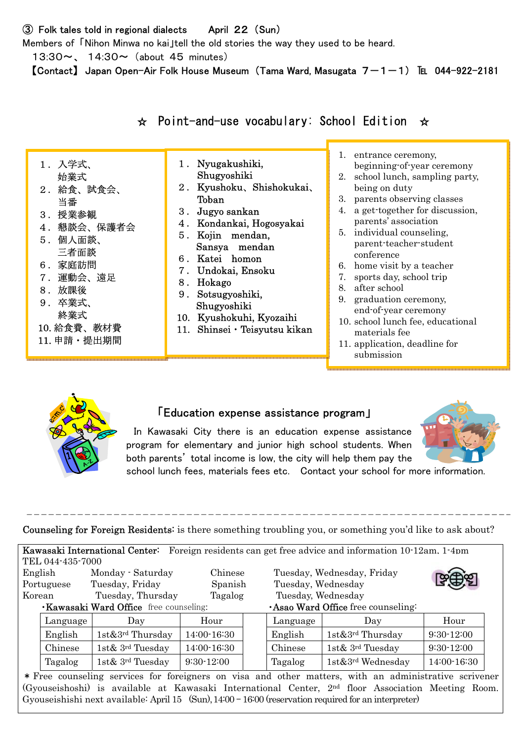③ Folk tales told in regional dialects　April 22（Sun）

Members of「Nihon Minwa no kai」tell the old stories the way they used to be heard.

13:30～、14:30～（about 45 minutes）

【Contact】 Japan Open-Air Folk House Museum（Tama Ward, Masugata 7－1－1）TEL 044-922-2181

## ☆ Point-and-use vocabulary: School Edition ☆

| | | |
|---|---|---|
| 1．入学式、始業式 | 1．Nyugakushiki, Shugyoshiki | 1. entrance ceremony, beginning-of-year ceremony |
| 2．給食、試食会、当番 | 2．Kyushoku、Shishokukai、Toban | 2. school lunch, sampling party, being on duty |
| 3．授業参観 | 3．Jugyo sankan | 3. parents observing classes |
| 4．懇談会、保護者会 | 4．Kondankai, Hogosyakai | 4. a get-together for discussion, parents' association |
| 5．個人面談、三者面談 | 5．Kojin mendan, Sansya mendan | 5. individual counseling, parent-teacher-student conference |
| 6．家庭訪問 | 6．Katei homon | 6. home visit by a teacher |
| 7．運動会、遠足 | 7．Undokai, Ensoku | 7. sports day, school trip |
| 8．放課後 | 8．Hokago | 8. after school |
| 9．卒業式、終業式 | 9．Sotsugyoshiki, Shugyoshiki | 9. graduation ceremony, end-of-year ceremony |
| 10. 給食費、教材費 | 10. Kyushokuhi, Kyozaihi | 10. school lunch fee, educational materials fee |
| 11. 申請・提出期間 | 11. Shinsei・Teisyutsu kikan | 11. application, deadline for submission |

## 「Education expense assistance program」

In Kawasaki City there is an education expense assistance program for elementary and junior high school students. When both parents' total income is low, the city will help them pay the school lunch fees, materials fees etc.　Contact your school for more information.

---

**Counseling for Foreign Residents:** is there something troubling you, or something you'd like to ask about?

**Kawasaki International Center:**　Foreign residents can get free advice and information 10-12am, 1-4pm
TEL 044-435-7000

| | | | |
|---|---|---|---|
| English | Monday - Saturday | Chinese | Tuesday, Wednesday, Friday |
| Portuguese | Tuesday, Friday | Spanish | Tuesday, Wednesday |
| Korean | Tuesday, Thursday | Tagalog | Tuesday, Wednesday |

・**Kawasaki Ward Office** free counseling:

| Language | Day | Hour |
|---|---|---|
| English | 1st&3rd Thursday | 14:00-16:30 |
| Chinese | 1st& 3rd Tuesday | 14:00-16:30 |
| Tagalog | 1st& 3rd Tuesday | 9:30-12:00 |

・**Asao Ward Office** free counseling:

| Language | Day | Hour |
|---|---|---|
| English | 1st&3rd Thursday | 9:30-12:00 |
| Chinese | 1st& 3rd Tuesday | 9:30-12:00 |
| Tagalog | 1st&3rd Wednesday | 14:00-16:30 |

＊Free counseling services for foreigners on visa and other matters, with an administrative scrivener (Gyouseishoshi) is available at Kawasaki International Center, 2nd floor Association Meeting Room. Gyouseishishi next available: April 15 (Sun), 14:00 – 16:00 (reservation required for an interpreter)